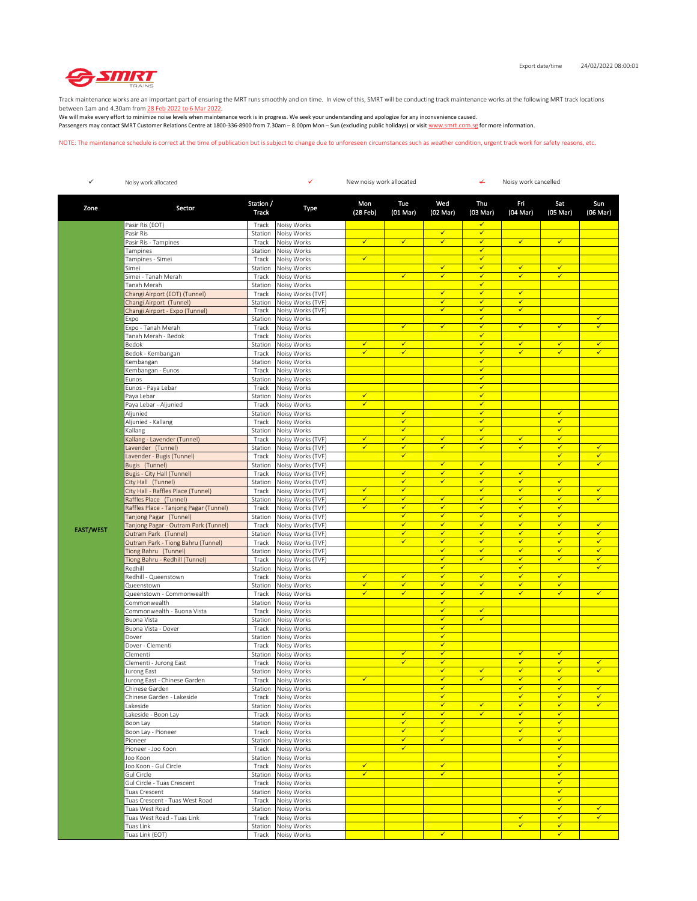SMRT TRAINS

Export date/time 24/02/2022 08:00:01

Track maintenance works are an important part of ensuring the MRT runs smoothly and on time. In view of this, SMRT will be conducting track maintenance works at the following MRT track locations between 1am and 4.30am from 28 Feb 2022 to 6 Mar 2022.
We will make every effort to minimize noise levels when maintenance work is in progress. We seek your understanding and apologize for any inconvenience caused.
Passengers may contact SMRT Customer Relations Centre at 1800-336-8900 from 7.30am – 8.00pm Mon – Sun (excluding public holidays) or visit www.smrt.com.sg for more information.

NOTE: The maintenance schedule is correct at the time of publication but is subject to change due to unforeseen circumstances such as weather condition, urgent track work for safety reasons, etc.

✓ Noisy work allocated ✓ New noisy work allocated ✓ Noisy work cancelled

| Zone | Sector | Station / Track | Type | Mon (28 Feb) | Tue (01 Mar) | Wed (02 Mar) | Thu (03 Mar) | Fri (04 Mar) | Sat (05 Mar) | Sun (06 Mar) |
|---|---|---|---|---|---|---|---|---|---|---|
| EAST/WEST | Pasir Ris (EOT) | Track | Noisy Works | | | | ✓ | | | |
| | Pasir Ris | Station | Noisy Works | | | ✓ | ✓ | | | |
| | Pasir Ris - Tampines | Track | Noisy Works | ✓ | ✓ | ✓ | ✓ | ✓ | ✓ | |
| | Tampines | Station | Noisy Works | | | | ✓ | | | |
| | Tampines - Simei | Track | Noisy Works | ✓ | | | ✓ | | | |
| | Simei | Station | Noisy Works | | | ✓ | ✓ | ✓ | ✓ | |
| | Simei - Tanah Merah | Track | Noisy Works | | ✓ | ✓ | ✓ | ✓ | ✓ | |
| | Tanah Merah | Station | Noisy Works | | | | ✓ | | | |
| | Changi Airport (EOT) (Tunnel) | Track | Noisy Works (TVF) | | | ✓ | ✓ | ✓ | | |
| | Changi Airport (Tunnel) | Station | Noisy Works (TVF) | | | ✓ | ✓ | ✓ | | |
| | Changi Airport - Expo (Tunnel) | Track | Noisy Works (TVF) | | | ✓ | ✓ | ✓ | | |
| | Expo | Station | Noisy Works | | | | ✓ | | | ✓ |
| | Expo - Tanah Merah | Track | Noisy Works | | ✓ | ✓ | ✓ | ✓ | ✓ | ✓ |
| | Tanah Merah - Bedok | Track | Noisy Works | | | | ✓ | | | |
| | Bedok | Station | Noisy Works | ✓ | ✓ | | ✓ | ✓ | ✓ | ✓ |
| | Bedok - Kembangan | Track | Noisy Works | ✓ | ✓ | | ✓ | ✓ | ✓ | ✓ |
| | Kembangan | Station | Noisy Works | | | | ✓ | | | |
| | Kembangan - Eunos | Track | Noisy Works | | | | ✓ | | | |
| | Eunos | Station | Noisy Works | | | | ✓ | | | |
| | Eunos - Paya Lebar | Track | Noisy Works | | | | ✓ | | | |
| | Paya Lebar | Station | Noisy Works | ✓ | | | ✓ | | | |
| | Paya Lebar - Aljunied | Track | Noisy Works | ✓ | | | ✓ | | | |
| | Aljunied | Station | Noisy Works | | ✓ | | ✓ | | ✓ | |
| | Aljunied - Kallang | Track | Noisy Works | | ✓ | | ✓ | | ✓ | |
| | Kallang | Station | Noisy Works | | ✓ | | ✓ | | ✓ | |
| | Kallang - Lavender (Tunnel) | Track | Noisy Works (TVF) | ✓ | ✓ | ✓ | ✓ | ✓ | ✓ | |
| | Lavender (Tunnel) | Station | Noisy Works (TVF) | ✓ | ✓ | ✓ | ✓ | ✓ | ✓ | ✓ |
| | Lavender - Bugis (Tunnel) | Track | Noisy Works (TVF) | | ✓ | | | | ✓ | ✓ |
| | Bugis (Tunnel) | Station | Noisy Works (TVF) | | | ✓ | ✓ | | ✓ | ✓ |
| | Bugis - City Hall (Tunnel) | Track | Noisy Works (TVF) | | ✓ | ✓ | ✓ | ✓ | | |
| | City Hall (Tunnel) | Station | Noisy Works (TVF) | | ✓ | ✓ | ✓ | ✓ | ✓ | |
| | City Hall - Raffles Place (Tunnel) | Track | Noisy Works (TVF) | ✓ | ✓ | | ✓ | ✓ | ✓ | ✓ |
| | Raffles Place (Tunnel) | Station | Noisy Works (TVF) | ✓ | ✓ | ✓ | ✓ | ✓ | ✓ | ✓ |
| | Raffles Place - Tanjong Pagar (Tunnel) | Track | Noisy Works (TVF) | ✓ | ✓ | ✓ | ✓ | ✓ | ✓ | |
| | Tanjong Pagar (Tunnel) | Station | Noisy Works (TVF) | | ✓ | ✓ | ✓ | ✓ | ✓ | |
| | Tanjong Pagar - Outram Park (Tunnel) | Track | Noisy Works (TVF) | | ✓ | ✓ | ✓ | ✓ | ✓ | ✓ |
| | Outram Park (Tunnel) | Station | Noisy Works (TVF) | | ✓ | ✓ | ✓ | ✓ | ✓ | ✓ |
| | Outram Park - Tiong Bahru (Tunnel) | Track | Noisy Works (TVF) | | ✓ | ✓ | ✓ | ✓ | ✓ | ✓ |
| | Tiong Bahru (Tunnel) | Station | Noisy Works (TVF) | | | ✓ | ✓ | ✓ | ✓ | ✓ |
| | Tiong Bahru - Redhill (Tunnel) | Track | Noisy Works (TVF) | | | ✓ | ✓ | ✓ | ✓ | ✓ |
| | Redhill | Station | Noisy Works | | | ✓ | | ✓ | | ✓ |
| | Redhill - Queenstown | Track | Noisy Works | ✓ | ✓ | ✓ | ✓ | ✓ | ✓ | |
| | Queenstown | Station | Noisy Works | ✓ | ✓ | ✓ | ✓ | ✓ | ✓ | |
| | Queenstown - Commonwealth | Track | Noisy Works | ✓ | ✓ | ✓ | ✓ | ✓ | ✓ | ✓ |
| | Commonwealth | Station | Noisy Works | | | ✓ | | | | |
| | Commonwealth - Buona Vista | Track | Noisy Works | | | ✓ | ✓ | | | |
| | Buona Vista | Station | Noisy Works | | | ✓ | ✓ | | | |
| | Buona Vista - Dover | Track | Noisy Works | | | ✓ | | | | |
| | Dover | Station | Noisy Works | | | ✓ | | | | |
| | Dover - Clementi | Track | Noisy Works | | | ✓ | | | | |
| | Clementi | Station | Noisy Works | | ✓ | ✓ | | ✓ | ✓ | |
| | Clementi - Jurong East | Track | Noisy Works | | ✓ | ✓ | | ✓ | ✓ | ✓ |
| | Jurong East | Station | Noisy Works | | | ✓ | ✓ | ✓ | ✓ | ✓ |
| | Jurong East - Chinese Garden | Track | Noisy Works | ✓ | | ✓ | ✓ | ✓ | ✓ | |
| | Chinese Garden | Station | Noisy Works | | | ✓ | | ✓ | ✓ | ✓ |
| | Chinese Garden - Lakeside | Track | Noisy Works | | | ✓ | | ✓ | ✓ | ✓ |
| | Lakeside | Station | Noisy Works | | | ✓ | ✓ | ✓ | ✓ | ✓ |
| | Lakeside - Boon Lay | Track | Noisy Works | | ✓ | ✓ | ✓ | ✓ | ✓ | |
| | Boon Lay | Station | Noisy Works | | ✓ | ✓ | | ✓ | ✓ | |
| | Boon Lay - Pioneer | Track | Noisy Works | | ✓ | ✓ | | ✓ | ✓ | |
| | Pioneer | Station | Noisy Works | | ✓ | ✓ | | ✓ | ✓ | |
| | Pioneer - Joo Koon | Track | Noisy Works | | ✓ | | | | ✓ | |
| | Joo Koon | Station | Noisy Works | | | | | | ✓ | |
| | Joo Koon - Gul Circle | Track | Noisy Works | ✓ | | ✓ | | | ✓ | |
| | Gul Circle | Station | Noisy Works | ✓ | | ✓ | | | ✓ | |
| | Gul Circle - Tuas Crescent | Track | Noisy Works | | | | | | ✓ | |
| | Tuas Crescent | Station | Noisy Works | | | | | | ✓ | |
| | Tuas Crescent - Tuas West Road | Track | Noisy Works | | | | | | ✓ | |
| | Tuas West Road | Station | Noisy Works | | | | | | ✓ | ✓ |
| | Tuas West Road - Tuas Link | Track | Noisy Works | | | | | ✓ | ✓ | ✓ |
| | Tuas Link | Station | Noisy Works | | | | | ✓ | ✓ | |
| | Tuas Link (EOT) | Track | Noisy Works | | | ✓ | | | ✓ | |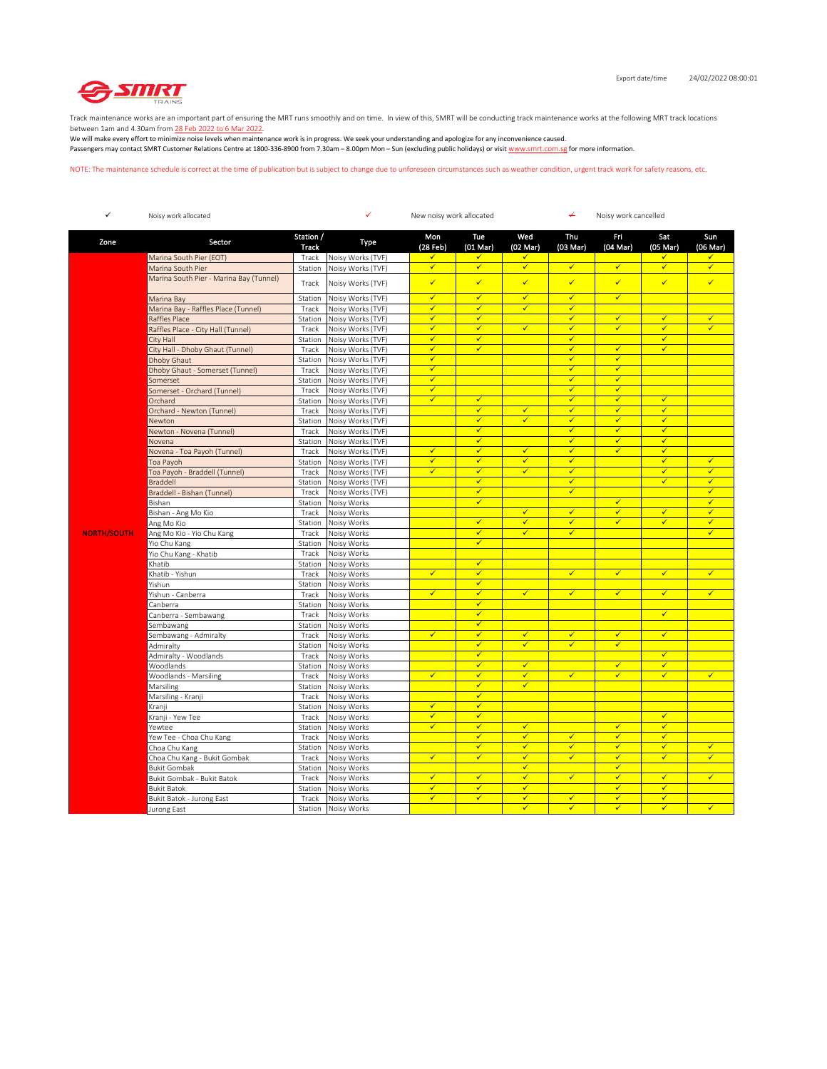Export date/time 24/02/2022 08:00:01

Track maintenance works are an important part of ensuring the MRT runs smoothly and on time. In view of this, SMRT will be conducting track maintenance works at the following MRT track locations between 1am and 4.30am from 28 Feb 2022 to 6 Mar 2022.
We will make every effort to minimize noise levels when maintenance work is in progress. We seek your understanding and apologize for any inconvenience caused.
Passengers may contact SMRT Customer Relations Centre at 1800-336-8900 from 7.30am – 8.00pm Mon – Sun (excluding public holidays) or visit www.smrt.com.sg for more information.

NOTE: The maintenance schedule is correct at the time of publication but is subject to change due to unforeseen circumstances such as weather condition, urgent track work for safety reasons, etc.

✓ Noisy work allocated ✓ New noisy work allocated ✓ Noisy work cancelled

| Zone | Sector | Station / Track | Type | Mon (28 Feb) | Tue (01 Mar) | Wed (02 Mar) | Thu (03 Mar) | Fri (04 Mar) | Sat (05 Mar) | Sun (06 Mar) |
|---|---|---|---|---|---|---|---|---|---|---|
| NORTH/SOUTH | Marina South Pier (EOT) | Track | Noisy Works (TVF) | ✓ | ✓ | ✓ | | | ✓ | ✓ |
| | Marina South Pier | Station | Noisy Works (TVF) | ✓ | ✓ | ✓ | ✓ | ✓ | ✓ | ✓ |
| | Marina South Pier - Marina Bay (Tunnel) | Track | Noisy Works (TVF) | ✓ | ✓ | ✓ | ✓ | ✓ | ✓ | ✓ |
| | Marina Bay | Station | Noisy Works (TVF) | ✓ | ✓ | ✓ | ✓ | ✓ | | |
| | Marina Bay - Raffles Place (Tunnel) | Track | Noisy Works (TVF) | ✓ | ✓ | ✓ | ✓ | | | |
| | Raffles Place | Station | Noisy Works (TVF) | ✓ | ✓ | | ✓ | ✓ | ✓ | ✓ |
| | Raffles Place - City Hall (Tunnel) | Track | Noisy Works (TVF) | ✓ | ✓ | ✓ | ✓ | ✓ | ✓ | ✓ |
| | City Hall | Station | Noisy Works (TVF) | ✓ | ✓ | | ✓ | | ✓ | |
| | City Hall - Dhoby Ghaut (Tunnel) | Track | Noisy Works (TVF) | ✓ | ✓ | | ✓ | ✓ | ✓ | |
| | Dhoby Ghaut | Station | Noisy Works (TVF) | ✓ | | | ✓ | ✓ | | |
| | Dhoby Ghaut - Somerset (Tunnel) | Track | Noisy Works (TVF) | ✓ | | | ✓ | ✓ | | |
| | Somerset | Station | Noisy Works (TVF) | ✓ | | | ✓ | ✓ | | |
| | Somerset - Orchard (Tunnel) | Track | Noisy Works (TVF) | ✓ | | | ✓ | ✓ | | |
| | Orchard | Station | Noisy Works (TVF) | ✓ | ✓ | | ✓ | ✓ | ✓ | |
| | Orchard - Newton (Tunnel) | Track | Noisy Works (TVF) | | ✓ | ✓ | ✓ | ✓ | ✓ | |
| | Newton | Station | Noisy Works (TVF) | | ✓ | ✓ | ✓ | ✓ | ✓ | |
| | Newton - Novena (Tunnel) | Track | Noisy Works (TVF) | | ✓ | | ✓ | ✓ | ✓ | |
| | Novena | Station | Noisy Works (TVF) | | ✓ | | ✓ | ✓ | ✓ | |
| | Novena - Toa Payoh (Tunnel) | Track | Noisy Works (TVF) | ✓ | ✓ | ✓ | ✓ | ✓ | ✓ | |
| | Toa Payoh | Station | Noisy Works (TVF) | ✓ | ✓ | ✓ | ✓ | | ✓ | ✓ |
| | Toa Payoh - Braddell (Tunnel) | Track | Noisy Works (TVF) | ✓ | ✓ | ✓ | ✓ | | ✓ | ✓ |
| | Braddell | Station | Noisy Works (TVF) | | ✓ | | ✓ | | ✓ | ✓ |
| | Braddell - Bishan (Tunnel) | Track | Noisy Works (TVF) | | ✓ | | ✓ | | | ✓ |
| | Bishan | Station | Noisy Works | | ✓ | | | ✓ | | ✓ |
| | Bishan - Ang Mo Kio | Track | Noisy Works | | | ✓ | ✓ | ✓ | ✓ | ✓ |
| | Ang Mo Kio | Station | Noisy Works | | ✓ | ✓ | ✓ | ✓ | ✓ | ✓ |
| | Ang Mo Kio - Yio Chu Kang | Track | Noisy Works | | ✓ | ✓ | ✓ | | | ✓ |
| | Yio Chu Kang | Station | Noisy Works | | ✓ | | | | | |
| | Yio Chu Kang - Khatib | Track | Noisy Works | | | | | | | |
| | Khatib | Station | Noisy Works | | ✓ | | | | | |
| | Khatib - Yishun | Track | Noisy Works | ✓ | ✓ | | ✓ | ✓ | ✓ | ✓ |
| | Yishun | Station | Noisy Works | | ✓ | | | | | |
| | Yishun - Canberra | Track | Noisy Works | ✓ | ✓ | ✓ | ✓ | ✓ | ✓ | ✓ |
| | Canberra | Station | Noisy Works | | ✓ | | | | | |
| | Canberra - Sembawang | Track | Noisy Works | | ✓ | | | | ✓ | |
| | Sembawang | Station | Noisy Works | | ✓ | | | | | |
| | Sembawang - Admiralty | Track | Noisy Works | ✓ | ✓ | ✓ | ✓ | ✓ | ✓ | |
| | Admiralty | Station | Noisy Works | | ✓ | ✓ | ✓ | ✓ | | |
| | Admiralty - Woodlands | Track | Noisy Works | | ✓ | | | | ✓ | |
| | Woodlands | Station | Noisy Works | | ✓ | ✓ | | ✓ | ✓ | |
| | Woodlands - Marsiling | Track | Noisy Works | ✓ | ✓ | ✓ | ✓ | ✓ | ✓ | ✓ |
| | Marsiling | Station | Noisy Works | | ✓ | ✓ | | | | |
| | Marsiling - Kranji | Track | Noisy Works | | ✓ | | | | | |
| | Kranji | Station | Noisy Works | ✓ | ✓ | | | | | |
| | Kranji - Yew Tee | Track | Noisy Works | ✓ | ✓ | | | | ✓ | |
| | Yewtee | Station | Noisy Works | ✓ | ✓ | ✓ | | ✓ | ✓ | |
| | Yew Tee - Choa Chu Kang | Track | Noisy Works | | ✓ | ✓ | ✓ | ✓ | ✓ | |
| | Choa Chu Kang | Station | Noisy Works | | ✓ | ✓ | ✓ | ✓ | ✓ | ✓ |
| | Choa Chu Kang - Bukit Gombak | Track | Noisy Works | ✓ | ✓ | ✓ | ✓ | ✓ | ✓ | ✓ |
| | Bukit Gombak | Station | Noisy Works | | | ✓ | | ✓ | | |
| | Bukit Gombak - Bukit Batok | Track | Noisy Works | ✓ | ✓ | ✓ | ✓ | ✓ | ✓ | ✓ |
| | Bukit Batok | Station | Noisy Works | ✓ | ✓ | ✓ | | ✓ | ✓ | |
| | Bukit Batok - Jurong East | Track | Noisy Works | ✓ | ✓ | ✓ | ✓ | ✓ | ✓ | |
| | Jurong East | Station | Noisy Works | | | ✓ | ✓ | ✓ | ✓ | ✓ |